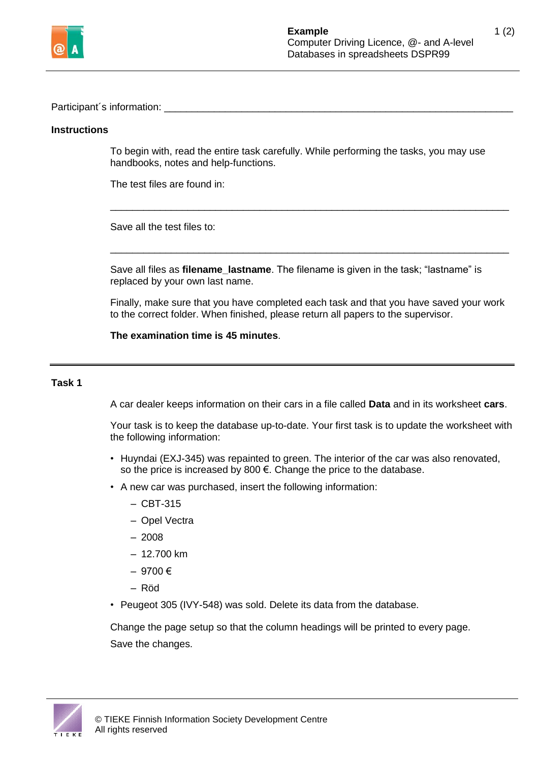Participant´s information: ______________________________________________________________

**Instructions**

To begin with, read the entire task carefully. While performing the tasks, you may use handbooks, notes and help-functions.

The test files are found in:

______________________________________________________________________

Save all the test files to:

______________________________________________________________________

Save all files as **filename_lastname**. The filename is given in the task; “lastname” is replaced by your own last name.

Finally, make sure that you have completed each task and that you have saved your work to the correct folder. When finished, please return all papers to the supervisor.

**The examination time is 45 minutes**.

---

**Task 1**

A car dealer keeps information on their cars in a file called **Data** and in its worksheet **cars**.

Your task is to keep the database up-to-date. Your first task is to update the worksheet with the following information:

- Huyndai (EXJ-345) was repainted to green. The interior of the car was also renovated, so the price is increased by 800 €. Change the price to the database.
- A new car was purchased, insert the following information:
  - CBT-315
  - Opel Vectra
  - 2008
  - 12.700 km
  - 9700 €
  - Röd
- Peugeot 305 (IVY-548) was sold. Delete its data from the database.

Change the page setup so that the column headings will be printed to every page.

Save the changes.

© TIEKE Finnish Information Society Development Centre
All rights reserved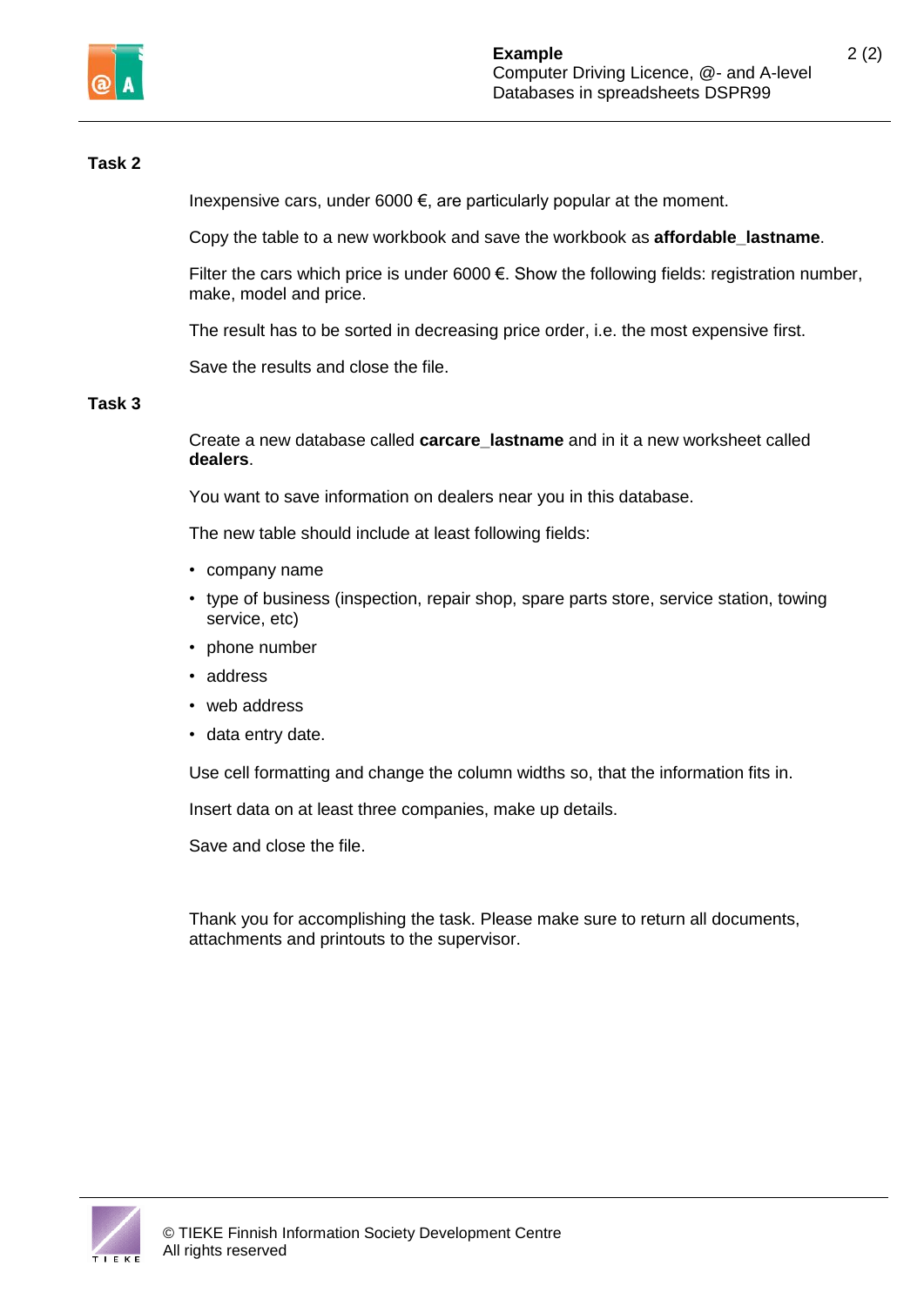**Task 2**

Inexpensive cars, under 6000 €, are particularly popular at the moment.

Copy the table to a new workbook and save the workbook as **affordable_lastname**.

Filter the cars which price is under 6000 €. Show the following fields: registration number, make, model and price.

The result has to be sorted in decreasing price order, i.e. the most expensive first.

Save the results and close the file.

**Task 3**

Create a new database called **carcare_lastname** and in it a new worksheet called **dealers**.

You want to save information on dealers near you in this database.

The new table should include at least following fields:

- company name
- type of business (inspection, repair shop, spare parts store, service station, towing service, etc)
- phone number
- address
- web address
- data entry date.

Use cell formatting and change the column widths so, that the information fits in.

Insert data on at least three companies, make up details.

Save and close the file.

Thank you for accomplishing the task. Please make sure to return all documents, attachments and printouts to the supervisor.